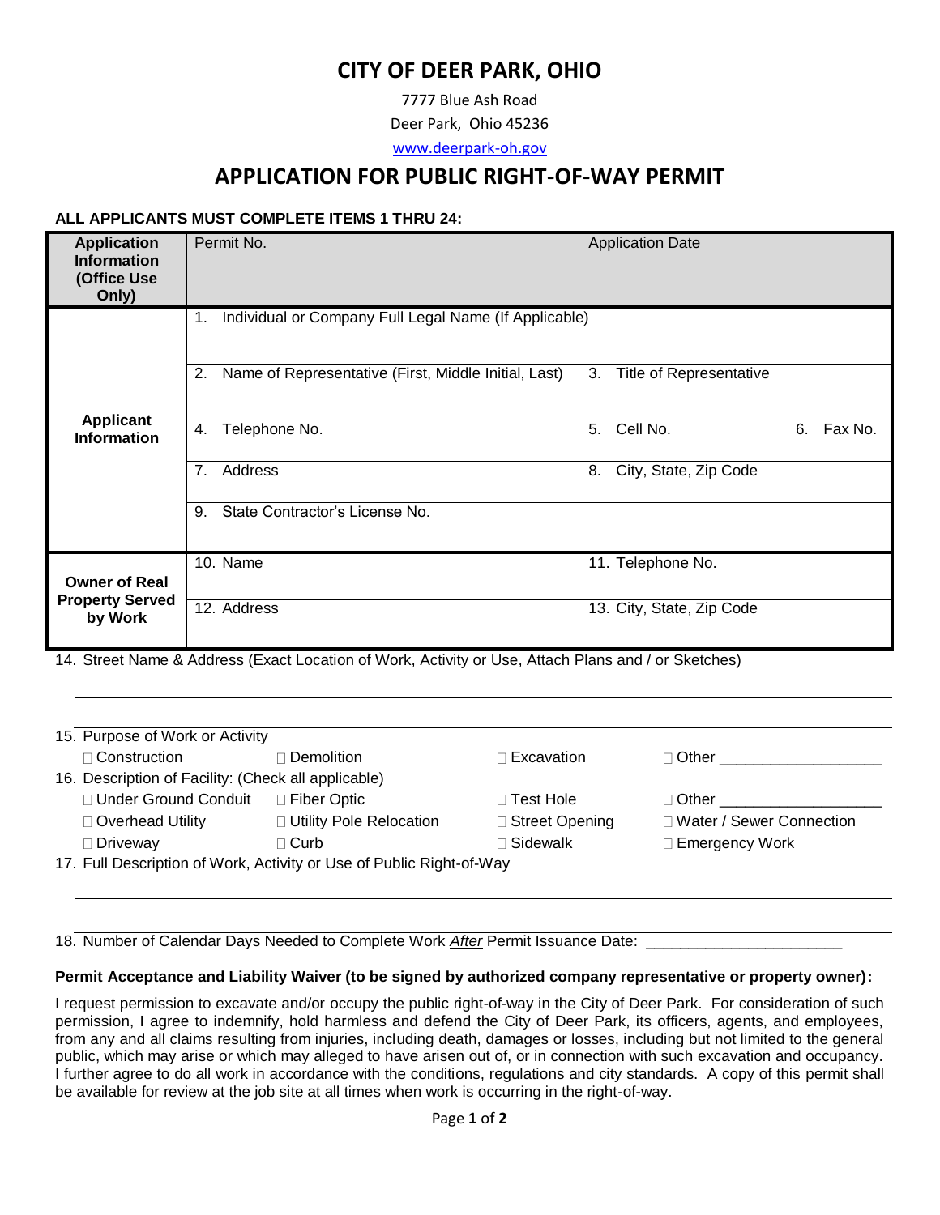# CITY OF DEER PARK, OHIO

7777 Blue Ash Road

Deer Park, Ohio 45236

www.deerpark-oh.gov

## APPLICATION FOR PUBLIC RIGHT-OF-WAY PERMIT

**ALL APPLICANTS MUST COMPLETE ITEMS 1 THRU 24:**

| | | | |
|---|---|---|---|
| **Application Information (Office Use Only)** | Permit No. | Application Date | |
| **Applicant Information** | 1. Individual or Company Full Legal Name (If Applicable) | | |
| | 2. Name of Representative (First, Middle Initial, Last) | 3. Title of Representative | |
| | 4. Telephone No. | 5. Cell No. | 6. Fax No. |
| | 7. Address | 8. City, State, Zip Code | |
| | 9. State Contractor's License No. | | |
| **Owner of Real Property Served by Work** | 10. Name | 11. Telephone No. | |
| | 12. Address | 13. City, State, Zip Code | |

14. Street Name & Address (Exact Location of Work, Activity or Use, Attach Plans and / or Sketches)

___

15. Purpose of Work or Activity

- ☐ Construction
- ☐ Demolition
- ☐ Excavation
- ☐ Other ___________________

16. Description of Facility: (Check all applicable)

- ☐ Under Ground Conduit
- ☐ Fiber Optic
- ☐ Test Hole
- ☐ Other ___________________
- ☐ Overhead Utility
- ☐ Utility Pole Relocation
- ☐ Street Opening
- ☐ Water / Sewer Connection
- ☐ Driveway
- ☐ Curb
- ☐ Sidewalk
- ☐ Emergency Work

17. Full Description of Work, Activity or Use of Public Right-of-Way

___

18. Number of Calendar Days Needed to Complete Work *After* Permit Issuance Date: _______________________

**Permit Acceptance and Liability Waiver (to be signed by authorized company representative or property owner):**

I request permission to excavate and/or occupy the public right-of-way in the City of Deer Park. For consideration of such permission, I agree to indemnify, hold harmless and defend the City of Deer Park, its officers, agents, and employees, from any and all claims resulting from injuries, including death, damages or losses, including but not limited to the general public, which may arise or which may alleged to have arisen out of, or in connection with such excavation and occupancy. I further agree to do all work in accordance with the conditions, regulations and city standards. A copy of this permit shall be available for review at the job site at all times when work is occurring in the right-of-way.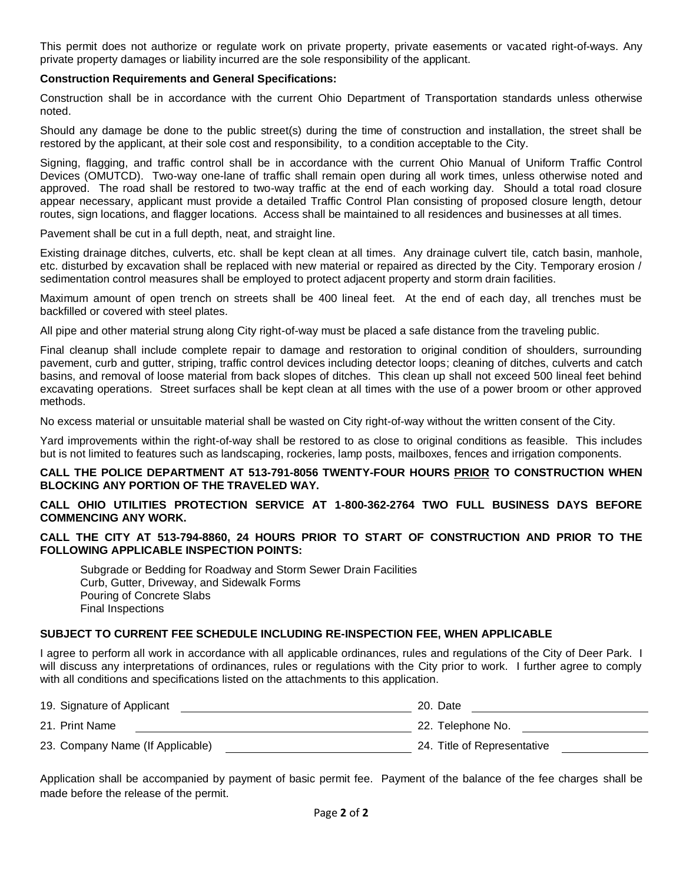This permit does not authorize or regulate work on private property, private easements or vacated right-of-ways. Any private property damages or liability incurred are the sole responsibility of the applicant.

**Construction Requirements and General Specifications:**

Construction shall be in accordance with the current Ohio Department of Transportation standards unless otherwise noted.

Should any damage be done to the public street(s) during the time of construction and installation, the street shall be restored by the applicant, at their sole cost and responsibility, to a condition acceptable to the City.

Signing, flagging, and traffic control shall be in accordance with the current Ohio Manual of Uniform Traffic Control Devices (OMUTCD). Two-way one-lane of traffic shall remain open during all work times, unless otherwise noted and approved. The road shall be restored to two-way traffic at the end of each working day. Should a total road closure appear necessary, applicant must provide a detailed Traffic Control Plan consisting of proposed closure length, detour routes, sign locations, and flagger locations. Access shall be maintained to all residences and businesses at all times.

Pavement shall be cut in a full depth, neat, and straight line.

Existing drainage ditches, culverts, etc. shall be kept clean at all times. Any drainage culvert tile, catch basin, manhole, etc. disturbed by excavation shall be replaced with new material or repaired as directed by the City. Temporary erosion / sedimentation control measures shall be employed to protect adjacent property and storm drain facilities.

Maximum amount of open trench on streets shall be 400 lineal feet. At the end of each day, all trenches must be backfilled or covered with steel plates.

All pipe and other material strung along City right-of-way must be placed a safe distance from the traveling public.

Final cleanup shall include complete repair to damage and restoration to original condition of shoulders, surrounding pavement, curb and gutter, striping, traffic control devices including detector loops; cleaning of ditches, culverts and catch basins, and removal of loose material from back slopes of ditches. This clean up shall not exceed 500 lineal feet behind excavating operations. Street surfaces shall be kept clean at all times with the use of a power broom or other approved methods.

No excess material or unsuitable material shall be wasted on City right-of-way without the written consent of the City.

Yard improvements within the right-of-way shall be restored to as close to original conditions as feasible. This includes but is not limited to features such as landscaping, rockeries, lamp posts, mailboxes, fences and irrigation components.

**CALL THE POLICE DEPARTMENT AT 513-791-8056 TWENTY-FOUR HOURS PRIOR TO CONSTRUCTION WHEN BLOCKING ANY PORTION OF THE TRAVELED WAY.**

**CALL OHIO UTILITIES PROTECTION SERVICE AT 1-800-362-2764 TWO FULL BUSINESS DAYS BEFORE COMMENCING ANY WORK.**

**CALL THE CITY AT 513-794-8860, 24 HOURS PRIOR TO START OF CONSTRUCTION AND PRIOR TO THE FOLLOWING APPLICABLE INSPECTION POINTS:**

Subgrade or Bedding for Roadway and Storm Sewer Drain Facilities
Curb, Gutter, Driveway, and Sidewalk Forms
Pouring of Concrete Slabs
Final Inspections

**SUBJECT TO CURRENT FEE SCHEDULE INCLUDING RE-INSPECTION FEE, WHEN APPLICABLE**

I agree to perform all work in accordance with all applicable ordinances, rules and regulations of the City of Deer Park. I will discuss any interpretations of ordinances, rules or regulations with the City prior to work. I further agree to comply with all conditions and specifications listed on the attachments to this application.

19. Signature of Applicant ______________________ 20. Date ______________________

21. Print Name ______________________ 22. Telephone No. ______________________

23. Company Name (If Applicable) ______________________ 24. Title of Representative ______________________

Application shall be accompanied by payment of basic permit fee. Payment of the balance of the fee charges shall be made before the release of the permit.